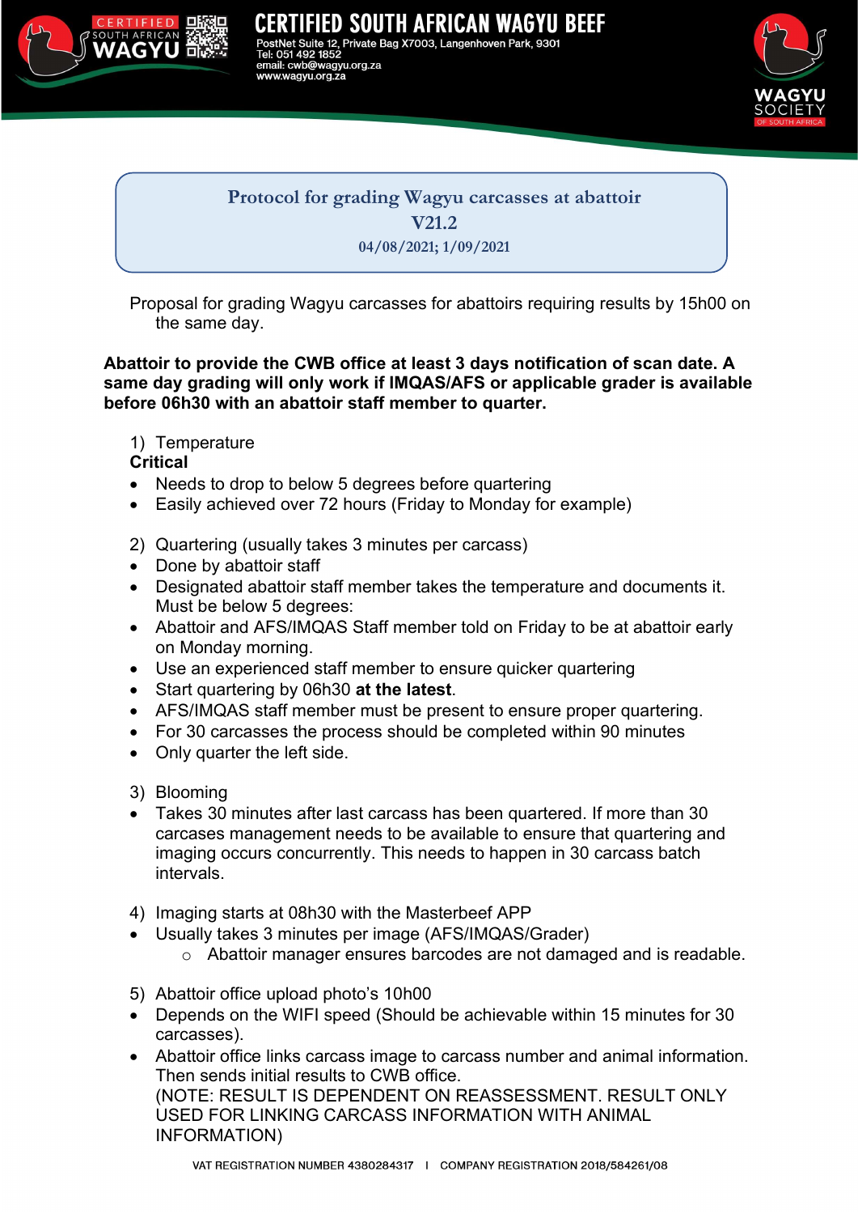# CERTIFIED SOUTH AFRICAN WAGYU BEEF

PostNet Suite 12, Private Bag X7003, Langenhoven Park, 9301
Tel: 051 492 1852
email: cwb@wagyu.org.za
www.wagyu.org.za

## Protocol for grading Wagyu carcasses at abattoir V21.2

04/08/2021; 1/09/2021

Proposal for grading Wagyu carcasses for abattoirs requiring results by 15h00 on the same day.

**Abattoir to provide the CWB office at least 3 days notification of scan date. A same day grading will only work if IMQAS/AFS or applicable grader is available before 06h30 with an abattoir staff member to quarter.**

1) Temperature

**Critical**

- Needs to drop to below 5 degrees before quartering
- Easily achieved over 72 hours (Friday to Monday for example)

2) Quartering (usually takes 3 minutes per carcass)

- Done by abattoir staff
- Designated abattoir staff member takes the temperature and documents it. Must be below 5 degrees:
- Abattoir and AFS/IMQAS Staff member told on Friday to be at abattoir early on Monday morning.
- Use an experienced staff member to ensure quicker quartering
- Start quartering by 06h30 **at the latest**.
- AFS/IMQAS staff member must be present to ensure proper quartering.
- For 30 carcasses the process should be completed within 90 minutes
- Only quarter the left side.

3) Blooming

- Takes 30 minutes after last carcass has been quartered. If more than 30 carcases management needs to be available to ensure that quartering and imaging occurs concurrently. This needs to happen in 30 carcass batch intervals.

4) Imaging starts at 08h30 with the Masterbeef APP

- Usually takes 3 minutes per image (AFS/IMQAS/Grader)
  - Abattoir manager ensures barcodes are not damaged and is readable.

5) Abattoir office upload photo's 10h00

- Depends on the WIFI speed (Should be achievable within 15 minutes for 30 carcasses).
- Abattoir office links carcass image to carcass number and animal information. Then sends initial results to CWB office.
  (NOTE: RESULT IS DEPENDENT ON REASSESSMENT. RESULT ONLY USED FOR LINKING CARCASS INFORMATION WITH ANIMAL INFORMATION)

VAT REGISTRATION NUMBER 4380284317 | COMPANY REGISTRATION 2018/584261/08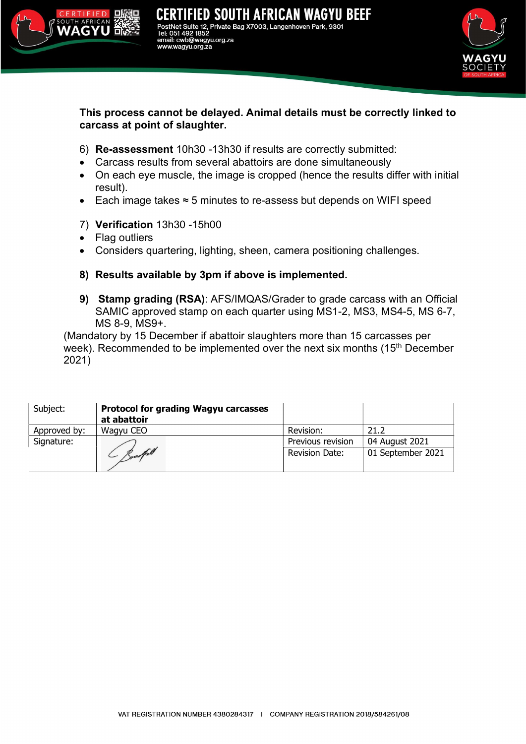**This process cannot be delayed. Animal details must be correctly linked to carcass at point of slaughter.**

6) **Re-assessment** 10h30 -13h30 if results are correctly submitted:
- Carcass results from several abattoirs are done simultaneously
- On each eye muscle, the image is cropped (hence the results differ with initial result).
- Each image takes ≈ 5 minutes to re-assess but depends on WIFI speed

7) **Verification** 13h30 -15h00
- Flag outliers
- Considers quartering, lighting, sheen, camera positioning challenges.

**8) Results available by 3pm if above is implemented.**

**9) Stamp grading (RSA)**: AFS/IMQAS/Grader to grade carcass with an Official SAMIC approved stamp on each quarter using MS1-2, MS3, MS4-5, MS 6-7, MS 8-9, MS9+.

(Mandatory by 15 December if abattoir slaughters more than 15 carcasses per week). Recommended to be implemented over the next six months (15th December 2021)

| | | | |
|---|---|---|---|
| Subject: | **Protocol for grading Wagyu carcasses at abattoir** | | |
| Approved by: | Wagyu CEO | Revision: | 21.2 |
| Signature: | | Previous revision | 04 August 2021 |
| | | Revision Date: | 01 September 2021 |